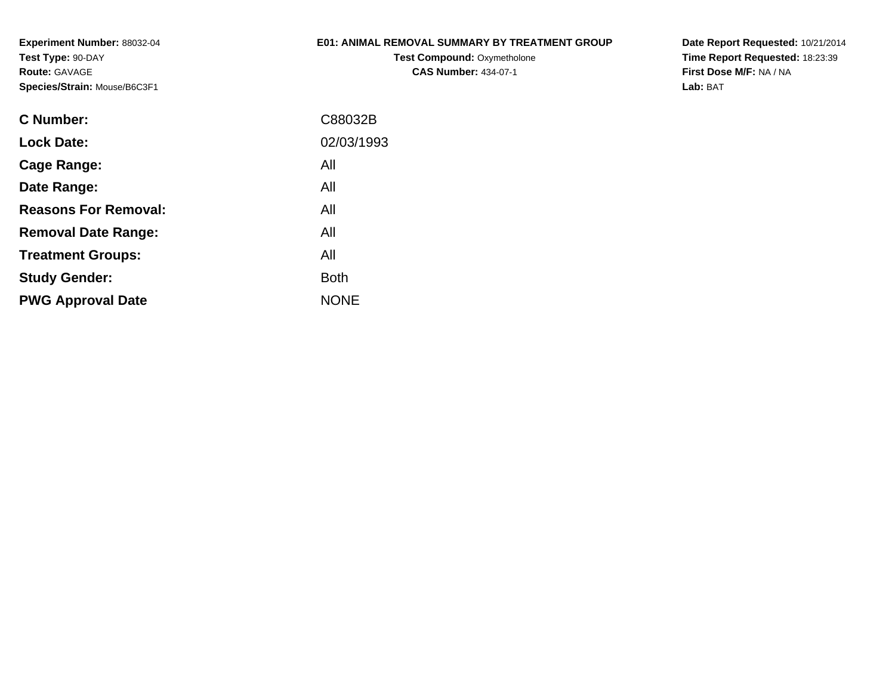**Experiment Number:** 88032-04
**Test Type:** 90-DAY
**Route:** GAVAGE
**Species/Strain:** Mouse/B6C3F1

**E01: ANIMAL REMOVAL SUMMARY BY TREATMENT GROUP**
**Test Compound:** Oxymetholone
**CAS Number:** 434-07-1

**Date Report Requested:** 10/21/2014
**Time Report Requested:** 18:23:39
**First Dose M/F:** NA / NA
**Lab:** BAT

| | |
|---|---|
| **C Number:** | C88032B |
| **Lock Date:** | 02/03/1993 |
| **Cage Range:** | All |
| **Date Range:** | All |
| **Reasons For Removal:** | All |
| **Removal Date Range:** | All |
| **Treatment Groups:** | All |
| **Study Gender:** | Both |
| **PWG Approval Date** | NONE |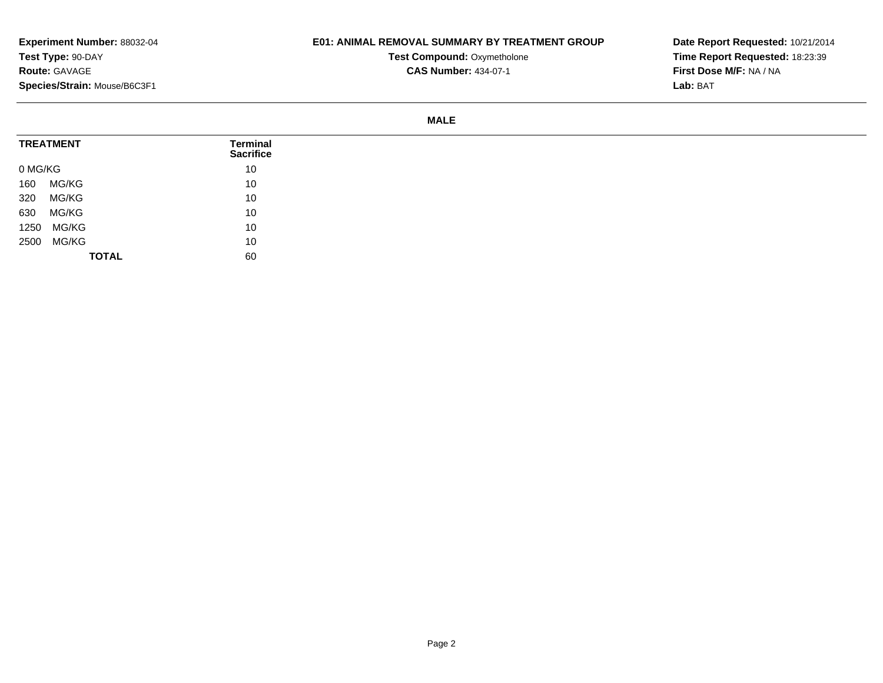**Experiment Number:** 88032-04
**Test Type:** 90-DAY
**Route:** GAVAGE
**Species/Strain:** Mouse/B6C3F1

**E01: ANIMAL REMOVAL SUMMARY BY TREATMENT GROUP**
**Test Compound:** Oxymetholone
**CAS Number:** 434-07-1

**Date Report Requested:** 10/21/2014
**Time Report Requested:** 18:23:39
**First Dose M/F:** NA / NA
**Lab:** BAT

**MALE**

| TREATMENT | Terminal Sacrifice |
|---|---|
| 0 MG/KG | 10 |
| 160 MG/KG | 10 |
| 320 MG/KG | 10 |
| 630 MG/KG | 10 |
| 1250 MG/KG | 10 |
| 2500 MG/KG | 10 |
| **TOTAL** | 60 |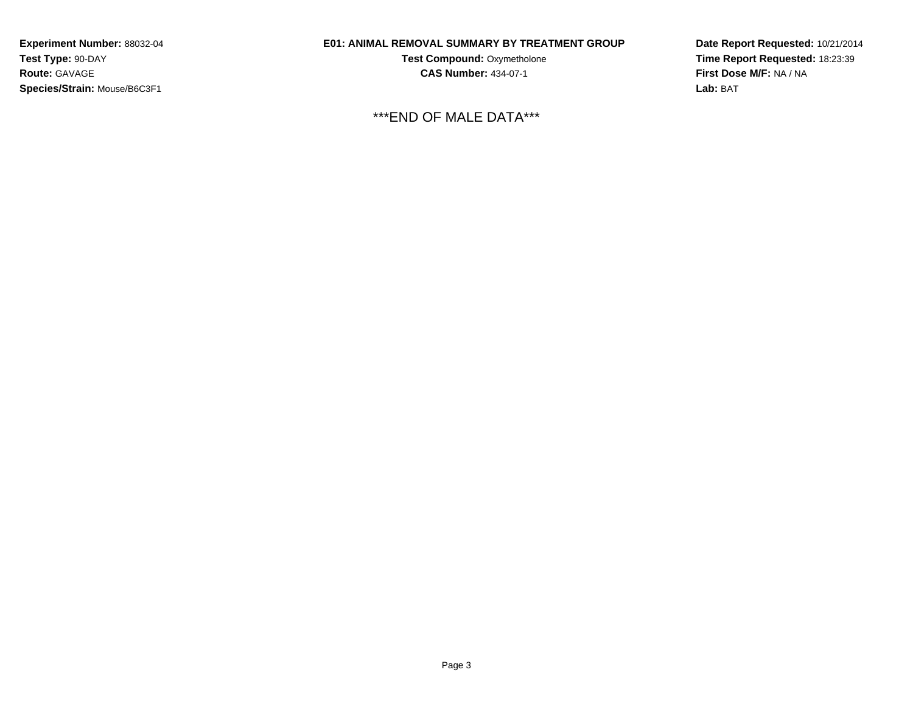**Experiment Number:** 88032-04
**Test Type:** 90-DAY
**Route:** GAVAGE
**Species/Strain:** Mouse/B6C3F1

**E01: ANIMAL REMOVAL SUMMARY BY TREATMENT GROUP**
**Test Compound:** Oxymetholone
**CAS Number:** 434-07-1

**Date Report Requested:** 10/21/2014
**Time Report Requested:** 18:23:39
**First Dose M/F:** NA / NA
**Lab:** BAT

***END OF MALE DATA***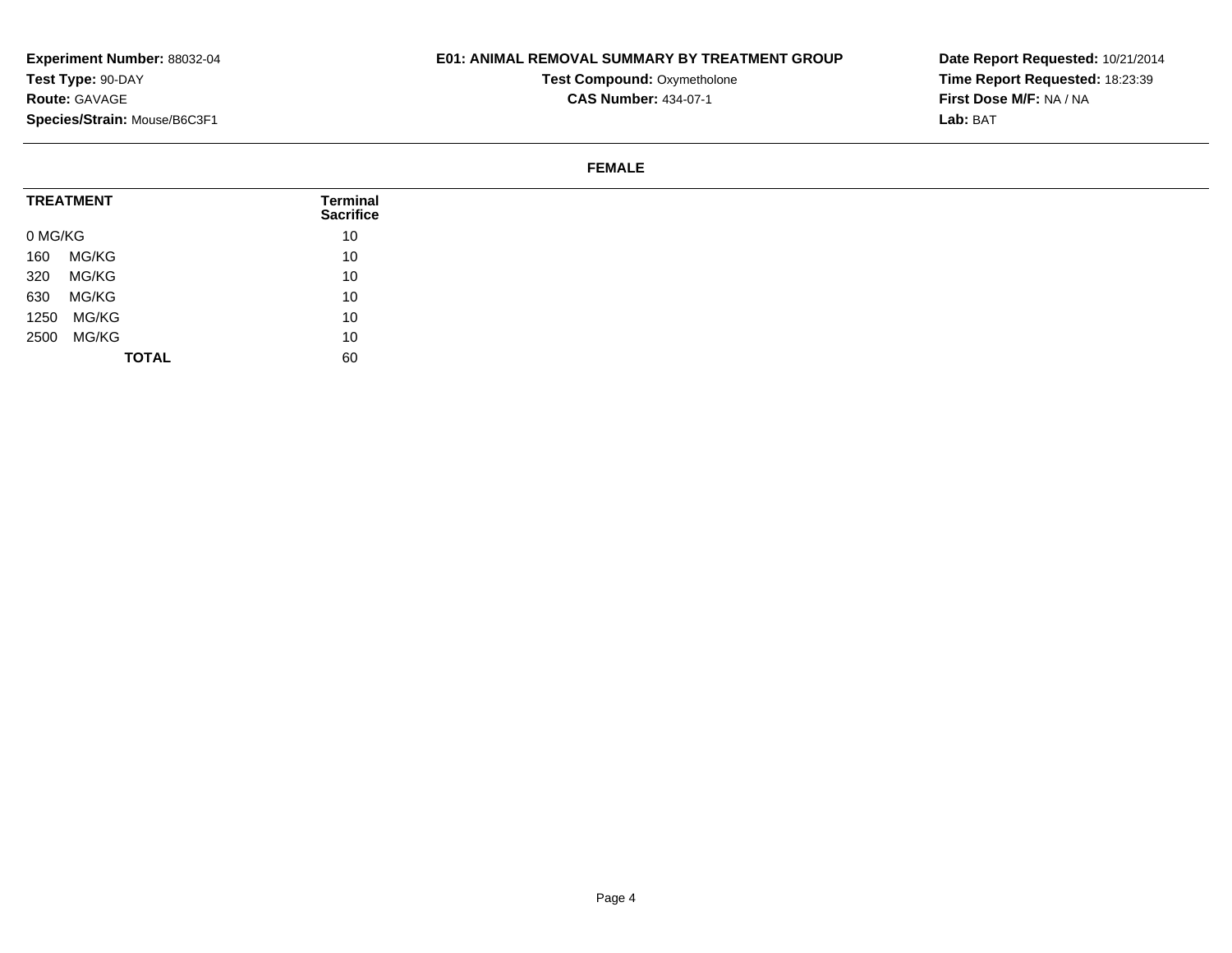**Experiment Number:** 88032-04
**Test Type:** 90-DAY
**Route:** GAVAGE
**Species/Strain:** Mouse/B6C3F1

**E01: ANIMAL REMOVAL SUMMARY BY TREATMENT GROUP**

**Test Compound:** Oxymetholone
**CAS Number:** 434-07-1

**Date Report Requested:** 10/21/2014
**Time Report Requested:** 18:23:39
**First Dose M/F:** NA / NA
**Lab:** BAT

**FEMALE**

| TREATMENT | Terminal Sacrifice |
|---|---|
| 0 MG/KG | 10 |
| 160 MG/KG | 10 |
| 320 MG/KG | 10 |
| 630 MG/KG | 10 |
| 1250 MG/KG | 10 |
| 2500 MG/KG | 10 |
| **TOTAL** | 60 |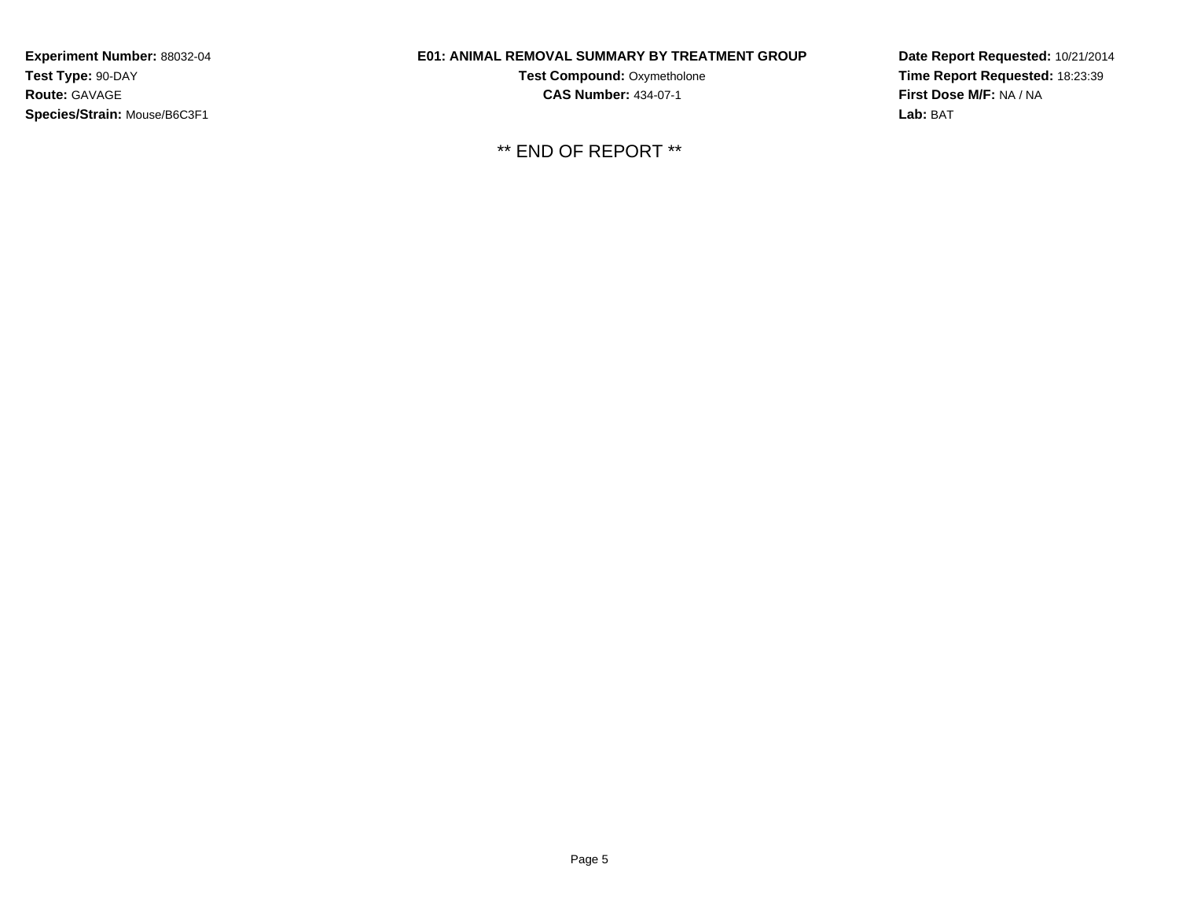**Experiment Number:** 88032-04
**Test Type:** 90-DAY
**Route:** GAVAGE
**Species/Strain:** Mouse/B6C3F1

**E01: ANIMAL REMOVAL SUMMARY BY TREATMENT GROUP**
**Test Compound:** Oxymetholone
**CAS Number:** 434-07-1

**Date Report Requested:** 10/21/2014
**Time Report Requested:** 18:23:39
**First Dose M/F:** NA / NA
**Lab:** BAT

** END OF REPORT **